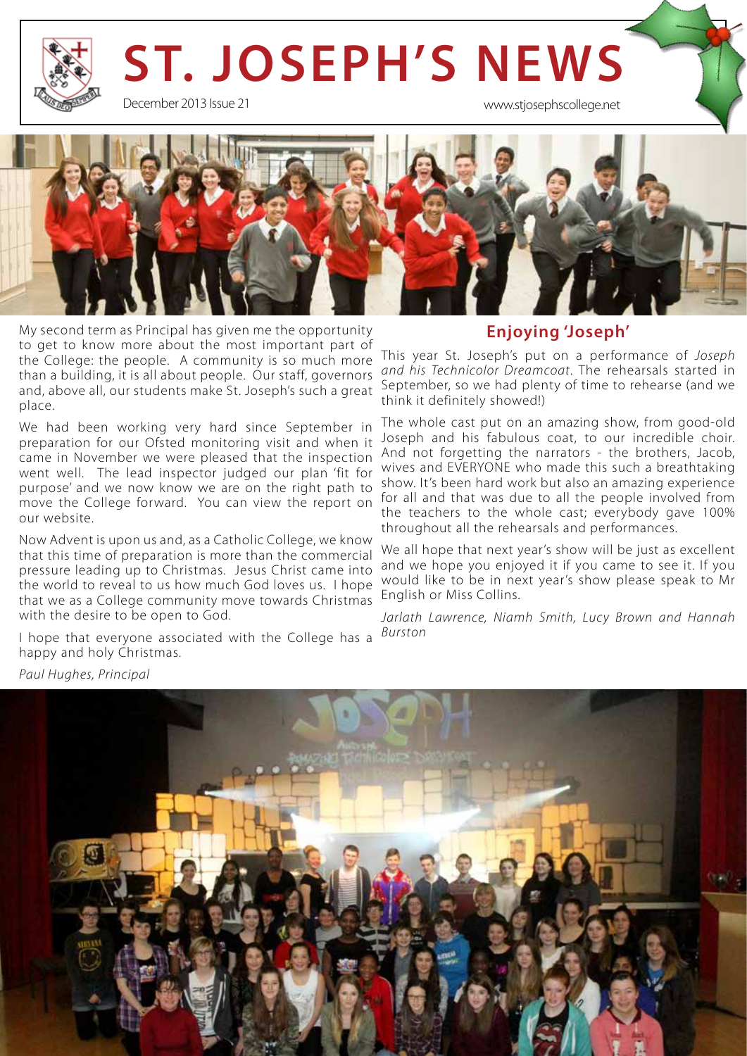# ST. JOSEPH'S NEWS

December 2013 Issue 21

www.stjosephscollege.net

My second term as Principal has given me the opportunity to get to know more about the most important part of the College: the people. A community is so much more than a building, it is all about people. Our staff, governors and, above all, our students make St. Joseph's such a great place.

We had been working very hard since September in preparation for our Ofsted monitoring visit and when it came in November we were pleased that the inspection went well. The lead inspector judged our plan 'fit for purpose' and we now know we are on the right path to move the College forward. You can view the report on our website.

Now Advent is upon us and, as a Catholic College, we know that this time of preparation is more than the commercial pressure leading up to Christmas. Jesus Christ came into the world to reveal to us how much God loves us. I hope that we as a College community move towards Christmas with the desire to be open to God.

I hope that everyone associated with the College has a happy and holy Christmas.

*Paul Hughes, Principal*

## Enjoying 'Joseph'

This year St. Joseph's put on a performance of *Joseph and his Technicolor Dreamcoat*. The rehearsals started in September, so we had plenty of time to rehearse (and we think it definitely showed!)

The whole cast put on an amazing show, from good-old Joseph and his fabulous coat, to our incredible choir. And not forgetting the narrators - the brothers, Jacob, wives and EVERYONE who made this such a breathtaking show. It's been hard work but also an amazing experience for all and that was due to all the people involved from the teachers to the whole cast; everybody gave 100% throughout all the rehearsals and performances.

We all hope that next year's show will be just as excellent and we hope you enjoyed it if you came to see it. If you would like to be in next year's show please speak to Mr English or Miss Collins.

*Jarlath Lawrence, Niamh Smith, Lucy Brown and Hannah Burston*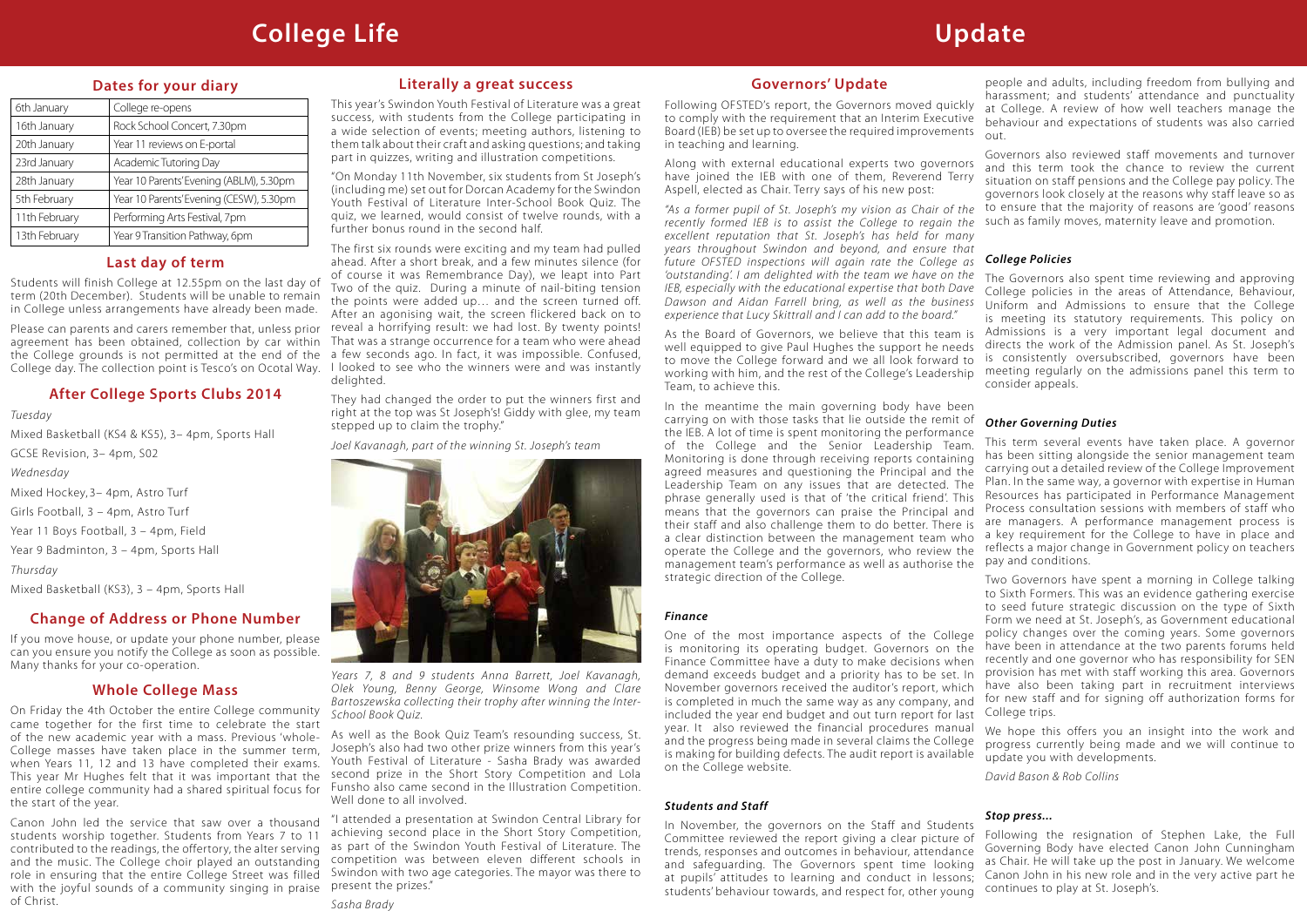# College Life Update

## Dates for your diary

| | |
|---|---|
| 6th January | College re-opens |
| 16th January | Rock School Concert, 7.30pm |
| 20th January | Year 11 reviews on E-portal |
| 23rd January | Academic Tutoring Day |
| 28th January | Year 10 Parents' Evening (ABLM), 5.30pm |
| 5th February | Year 10 Parents' Evening (CESW), 5.30pm |
| 11th February | Performing Arts Festival, 7pm |
| 13th February | Year 9 Transition Pathway, 6pm |

## Last day of term

Students will finish College at 12.55pm on the last day of term (20th December). Students will be unable to remain in College unless arrangements have already been made.

Please can parents and carers remember that, unless prior agreement has been obtained, collection by car within the College grounds is not permitted at the end of the College day. The collection point is Tesco's on Ocotal Way.

## After College Sports Clubs 2014

*Tuesday*

Mixed Basketball (KS4 & KS5), 3– 4pm, Sports Hall

GCSE Revision, 3– 4pm, S02

*Wednesday*

Mixed Hockey, 3– 4pm, Astro Turf

Girls Football, 3 – 4pm, Astro Turf

Year 11 Boys Football, 3 – 4pm, Field

Year 9 Badminton, 3 – 4pm, Sports Hall

*Thursday*

Mixed Basketball (KS3), 3 – 4pm, Sports Hall

## Change of Address or Phone Number

If you move house, or update your phone number, please can you ensure you notify the College as soon as possible. Many thanks for your co-operation.

## Whole College Mass

On Friday the 4th October the entire College community came together for the first time to celebrate the start of the new academic year with a mass. Previous 'whole-College masses have taken place in the summer term, when Years 11, 12 and 13 have completed their exams. This year Mr Hughes felt that it was important that the entire college community had a shared spiritual focus for the start of the year.

Canon John led the service that saw over a thousand students worship together. Students from Years 7 to 11 contributed to the readings, the offertory, the alter serving and the music. The College choir played an outstanding role in ensuring that the entire College Street was filled with the joyful sounds of a community singing in praise of Christ.

## Literally a great success

This year's Swindon Youth Festival of Literature was a great success, with students from the College participating in a wide selection of events; meeting authors, listening to them talk about their craft and asking questions; and taking part in quizzes, writing and illustration competitions.

"On Monday 11th November, six students from St Joseph's (including me) set out for Dorcan Academy for the Swindon Youth Festival of Literature Inter-School Book Quiz. The quiz, we learned, would consist of twelve rounds, with a further bonus round in the second half.

The first six rounds were exciting and my team had pulled ahead. After a short break, and a few minutes silence (for of course it was Remembrance Day), we leapt into Part Two of the quiz. During a minute of nail-biting tension the points were added up… and the screen turned off. After an agonising wait, the screen flickered back on to reveal a horrifying result: we had lost. By twenty points! That was a strange occurrence for a team who were ahead a few seconds ago. In fact, it was impossible. Confused, I looked to see who the winners were and was instantly delighted.

They had changed the order to put the winners first and right at the top was St Joseph's! Giddy with glee, my team stepped up to claim the trophy."

*Joel Kavanagh, part of the winning St. Joseph's team*

*Years 7, 8 and 9 students Anna Barrett, Joel Kavanagh, Olek Young, Benny George, Winsome Wong and Clare Bartoszewska collecting their trophy after winning the Inter-School Book Quiz.*

As well as the Book Quiz Team's resounding success, St. Joseph's also had two other prize winners from this year's Youth Festival of Literature - Sasha Brady was awarded second prize in the Short Story Competition and Lola Funsho also came second in the Illustration Competition. Well done to all involved.

"I attended a presentation at Swindon Central Library for achieving second place in the Short Story Competition, as part of the Swindon Youth Festival of Literature. The competition was between eleven different schools in Swindon with two age categories. The mayor was there to present the prizes."

*Sasha Brady*

## Governors' Update

Following OFSTED's report, the Governors moved quickly to comply with the requirement that an Interim Executive Board (IEB) be set up to oversee the required improvements in teaching and learning.

Along with external educational experts two governors have joined the IEB with one of them, Reverend Terry Aspell, elected as Chair. Terry says of his new post:

*"As a former pupil of St. Joseph's my vision as Chair of the recently formed IEB is to assist the College to regain the excellent reputation that St. Joseph's has held for many years throughout Swindon and beyond, and ensure that future OFSTED inspections will again rate the College as 'outstanding'. I am delighted with the team we have on the IEB, especially with the educational expertise that both Dave Dawson and Aidan Farrell bring, as well as the business experience that Lucy Skittrall and I can add to the board."*

As the Board of Governors, we believe that this team is well equipped to give Paul Hughes the support he needs to move the College forward and we all look forward to working with him, and the rest of the College's Leadership Team, to achieve this.

In the meantime the main governing body have been carrying on with those tasks that lie outside the remit of the IEB. A lot of time is spent monitoring the performance of the College and the Senior Leadership Team. Monitoring is done through receiving reports containing agreed measures and questioning the Principal and the Leadership Team on any issues that are detected. The phrase generally used is that of 'the critical friend'. This means that the governors can praise the Principal and their staff and also challenge them to do better. There is a clear distinction between the management team who operate the College and the governors, who review the management team's performance as well as authorise the strategic direction of the College.

### *Finance*

One of the most importance aspects of the College is monitoring its operating budget. Governors on the Finance Committee have a duty to make decisions when demand exceeds budget and a priority has to be set. In November governors received the auditor's report, which is completed in much the same way as any company, and included the year end budget and out turn report for last year. It also reviewed the financial procedures manual and the progress being made in several claims the College is making for building defects. The audit report is available on the College website.

### *Students and Staff*

In November, the governors on the Staff and Students Committee reviewed the report giving a clear picture of trends, responses and outcomes in behaviour, attendance and safeguarding. The Governors spent time looking at pupils' attitudes to learning and conduct in lessons; students' behaviour towards, and respect for, other young people and adults, including freedom from bullying and harassment; and students' attendance and punctuality at College. A review of how well teachers manage the behaviour and expectations of students was also carried out.

Governors also reviewed staff movements and turnover and this term took the chance to review the current situation on staff pensions and the College pay policy. The governors look closely at the reasons why staff leave so as to ensure that the majority of reasons are 'good' reasons such as family moves, maternity leave and promotion.

### *College Policies*

The Governors also spent time reviewing and approving College policies in the areas of Attendance, Behaviour, Uniform and Admissions to ensure that the College is meeting its statutory requirements. This policy on Admissions is a very important legal document and directs the work of the Admission panel. As St. Joseph's is consistently oversubscribed, governors have been meeting regularly on the admissions panel this term to consider appeals.

### *Other Governing Duties*

This term several events have taken place. A governor has been sitting alongside the senior management team carrying out a detailed review of the College Improvement Plan. In the same way, a governor with expertise in Human Resources has participated in Performance Management Process consultation sessions with members of staff who are managers. A performance management process is a key requirement for the College to have in place and reflects a major change in Government policy on teachers pay and conditions.

Two Governors have spent a morning in College talking to Sixth Formers. This was an evidence gathering exercise to seed future strategic discussion on the type of Sixth Form we need at St. Joseph's, as Government educational policy changes over the coming years. Some governors have been in attendance at the two parents forums held recently and one governor who has responsibility for SEN provision has met with staff working this area. Governors have also been taking part in recruitment interviews for new staff and for signing off authorization forms for College trips.

We hope this offers you an insight into the work and progress currently being made and we will continue to update you with developments.

*David Bason & Rob Collins*

### *Stop press...*

Following the resignation of Stephen Lake, the Full Governing Body have elected Canon John Cunningham as Chair. He will take up the post in January. We welcome Canon John in his new role and in the very active part he continues to play at St. Joseph's.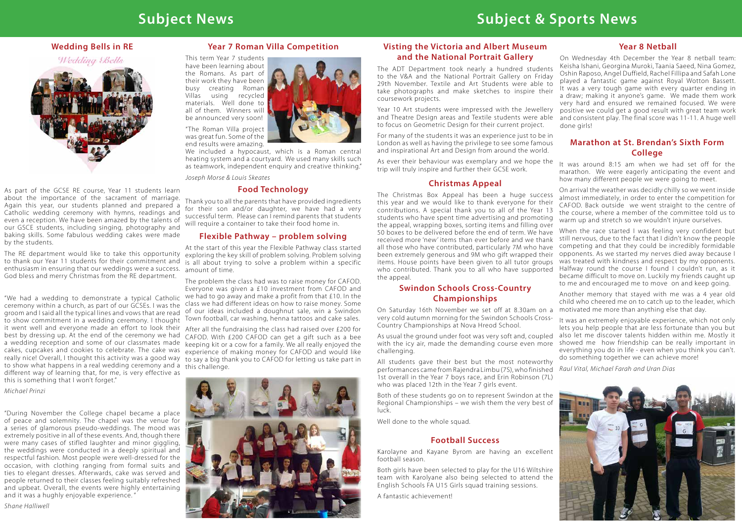# Subject News

## Wedding Bells in RE

As part of the GCSE RE course, Year 11 students learn about the importance of the sacrament of marriage. Again this year, our students planned and prepared a Catholic wedding ceremony with hymns, readings and even a reception. We have been amazed by the talents of our GCSE students, including singing, photography and baking skills. Some fabulous wedding cakes were made by the students.

The RE department would like to take this opportunity to thank our Year 11 students for their commitment and enthusiasm in ensuring that our weddings were a success. God bless and merry Christmas from the RE department.

"We had a wedding to demonstrate a typical Catholic ceremony within a church, as part of our GCSEs. I was the groom and I said all the typical lines and vows that are read to show commitment in a wedding ceremony. I thought it went well and everyone made an effort to look their best by dressing up. At the end of the ceremony we had a wedding reception and some of our classmates made cakes, cupcakes and cookies to celebrate. The cake was really nice! Overall, I thought this activity was a good way to show what happens in a real wedding ceremony and a different way of learning that, for me, is very effective as this is something that I won't forget."

*Michael Prinzi*

"During November the College chapel became a place of peace and solemnity. The chapel was the venue for a series of glamorous pseudo-weddings. The mood was extremely positive in all of these events. And, though there were many cases of stifled laughter and minor giggling, the weddings were conducted in a deeply spiritual and respectful fashion. Most people were well-dressed for the occasion, with clothing ranging from formal suits and ties to elegant dresses. Afterwards, cake was served and people returned to their classes feeling suitably refreshed and upbeat. Overall, the events were highly entertaining and it was a hughly enjoyable experience."

*Shane Halliwell*

## Year 7 Roman Villa Competition

This term Year 7 students have been learning about the Romans. As part of their work they have been busy creating Roman Villas using recycled materials. Well done to all of them. Winners will be announced very soon!

"The Roman Villa project was great fun. Some of the end results were amazing. We included a hypocaust, which is a Roman central heating system and a courtyard. We used many skills such as teamwork, independent enquiry and creative thinking."

*Joseph Morse & Louis Skeates*

## Food Technology

Thank you to all the parents that have provided ingredients for their son and/or daughter, we have had a very successful term. Please can I remind parents that students will require a container to take their food home in.

## Flexible Pathway – problem solving

At the start of this year the Flexible Pathway class started exploring the key skill of problem solving. Problem solving is all about trying to solve a problem within a specific amount of time.

The problem the class had was to raise money for CAFOD. Everyone was given a £10 investment from CAFOD and we had to go away and make a profit from that £10. In the class we had different ideas on how to raise money. Some of our ideas included a doughnut sale, win a Swindon Town football, car washing, henna tattoos and cake sales.

After all the fundraising the class had raised over £200 for CAFOD. With £200 CAFOD can get a gift such as a bee keeping kit or a cow for a family. We all really enjoyed the experience of making money for CAFOD and would like to say a big thank you to CAFOD for letting us take part in this challenge.

# Subject & Sports News

## Visting the Victoria and Albert Museum and the National Portrait Gallery

The ADT Department took nearly a hundred students to the V&A and the National Portrait Gallery on Friday 29th November. Textile and Art Students were able to take photographs and make sketches to inspire their coursework projects.

Year 10 Art students were impressed with the Jewellery and Theatre Design areas and Textile students were able to focus on Geometric Design for their current project.

For many of the students it was an experience just to be in London as well as having the privilege to see some famous and inspirational Art and Design from around the world.

As ever their behaviour was exemplary and we hope the trip will truly inspire and further their GCSE work.

## Christmas Appeal

The Christmas Box Appeal has been a huge success this year and we would like to thank everyone for their contributions. A special thank you to all of the Year 13 students who have spent time advertising and promoting the appeal, wrapping boxes, sorting items and filling over 50 boxes to be delivered before the end of term. We have received more 'new' items than ever before and we thank all those who have contributed, particularly 7M who have been extremely generous and 9M who gift wrapped their items. House points have been given to all tutor groups who contributed. Thank you to all who have supported the appeal.

## Swindon Schools Cross-Country Championships

On Saturday 16th November we set off at 8.30am on a very cold autumn morning for the Swindon Schools Cross-Country Championships at Nova Hreod School.

As usual the ground under foot was very soft and, coupled with the icy air, made the demanding course even more challenging.

All students gave their best but the most noteworthy performances came from Rajendra Limbu (7S), who finished 1st overall in the Year 7 boys race, and Erin Robinson (7L) who was placed 12th in the Year 7 girls event.

Both of these students go on to represent Swindon at the Regional Championships – we wish them the very best of luck.

Well done to the whole squad.

## Football Success

Karolayne and Kayane Byrom are having an excellent football season.

Both girls have been selected to play for the U16 Wiltshire team with Karolyane also being selected to attend the English Schools FA U15 Girls squad training sessions.

A fantastic achievement!

## Year 8 Netball

On Wednesday 4th December the Year 8 netball team: Keisha Ishani, Georgina Muroki, Taania Saeed, Nina Gomez, Oshin Raposo, Angel Duffield, Rachel Fillipa and Safah Lone played a fantastic game against Royal Wotton Bassett. It was a very tough game with every quarter ending in a draw; making it anyone's game. We made them work very hard and ensured we remained focused. We were positive we could get a good result with great team work and consistent play. The final score was 11-11. A huge well done girls!

## Marathon at St. Brendan's Sixth Form College

It was around 8:15 am when we had set off for the marathon. We were eagerly anticipating the event and how many different people we were going to meet.

On arrival the weather was decidly chilly so we went inside almost immediately, in order to enter the competition for CAFOD. Back outside we went straight to the centre of the course, where a member of the committee told us to warm up and stretch so we wouldn't injure ourselves.

When the race started I was feeling very confident but still nervous, due to the fact that I didn't know the people competing and that they could be incredibly formidable opponents. As we started my nerves died away because I was treated with kindness and respect by my opponents. Halfway round the course I found I couldn't run, as it became difficult to move on. Luckily my friends caught up to me and encouraged me to move on and keep going.

Another memory that stayed with me was a 4 year old child who cheered me on to catch up to the leader, which motivated me more than anything else that day.

It was an extremely enjoyable experience, which not only lets you help people that are less fortunate than you but also let me discover talents hidden within me. Mostly it showed me how friendship can be really important in everything you do in life - even when you think you can't. do something together we can achieve more!

*Raul Vital, Michael Farah and Uran Dias*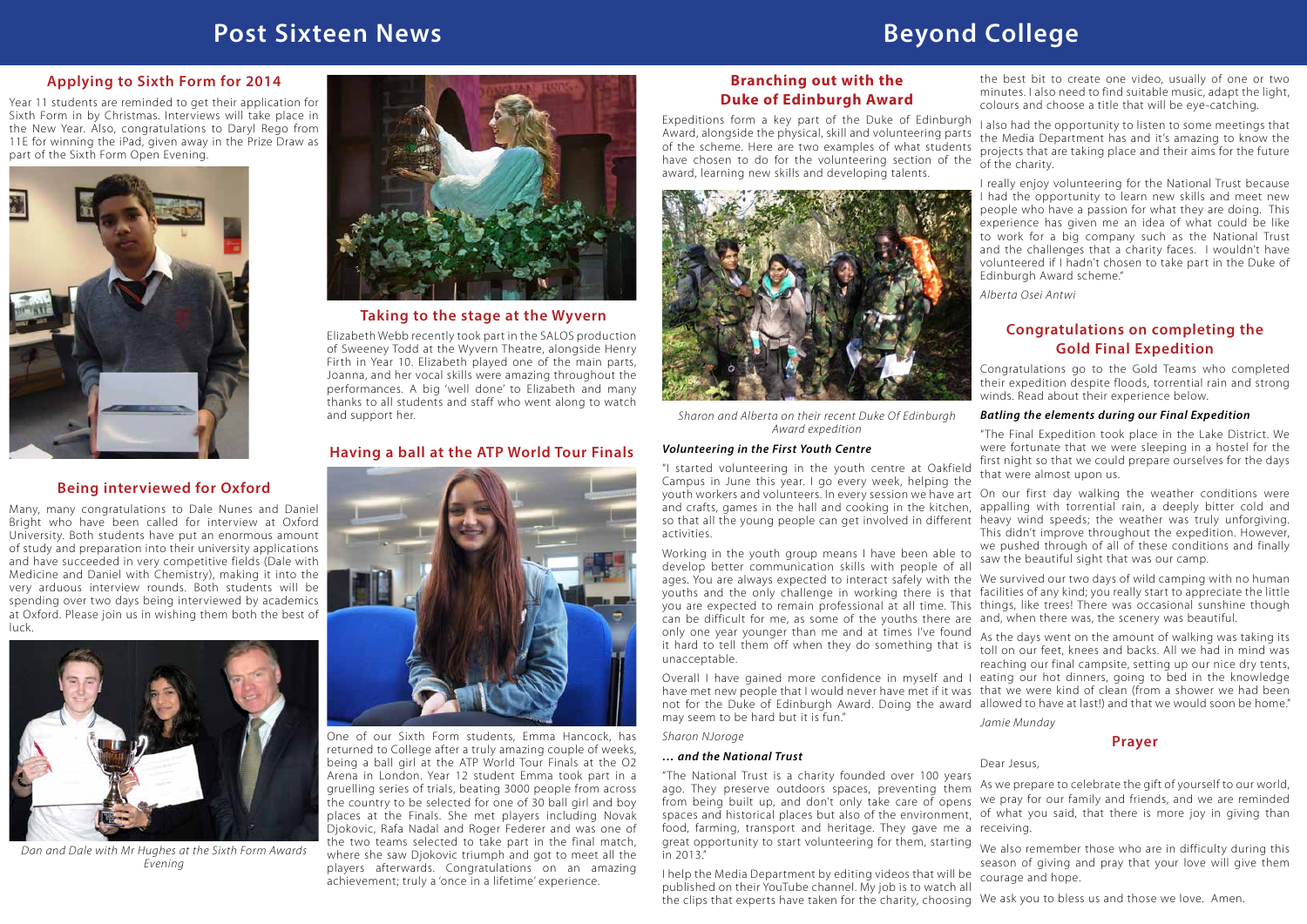# Post Sixteen News

## Applying to Sixth Form for 2014

Year 11 students are reminded to get their application for Sixth Form in by Christmas. Interviews will take place in the New Year. Also, congratulations to Daryl Rego from 11E for winning the iPad, given away in the Prize Draw as part of the Sixth Form Open Evening.

## Being interviewed for Oxford

Many, many congratulations to Dale Nunes and Daniel Bright who have been called for interview at Oxford University. Both students have put an enormous amount of study and preparation into their university applications and have succeeded in very competitive fields (Dale with Medicine and Daniel with Chemistry), making it into the very arduous interview rounds. Both students will be spending over two days being interviewed by academics at Oxford. Please join us in wishing them both the best of luck.

*Dan and Dale with Mr Hughes at the Sixth Form Awards Evening*

## Taking to the stage at the Wyvern

Elizabeth Webb recently took part in the SALOS production of Sweeney Todd at the Wyvern Theatre, alongside Henry Firth in Year 10. Elizabeth played one of the main parts, Joanna, and her vocal skills were amazing throughout the performances. A big 'well done' to Elizabeth and many thanks to all students and staff who went along to watch and support her.

## Having a ball at the ATP World Tour Finals

One of our Sixth Form students, Emma Hancock, has returned to College after a truly amazing couple of weeks, being a ball girl at the ATP World Tour Finals at the O2 Arena in London. Year 12 student Emma took part in a gruelling series of trials, beating 3000 people from across the country to be selected for one of 30 ball girl and boy places at the Finals. She met players including Novak Djokovic, Rafa Nadal and Roger Federer and was one of the two teams selected to take part in the final match, where she saw Djokovic triumph and got to meet all the players afterwards. Congratulations on an amazing achievement; truly a 'once in a lifetime' experience.

# Beyond College

## Branching out with the Duke of Edinburgh Award

Expeditions form a key part of the Duke of Edinburgh Award, alongside the physical, skill and volunteering parts of the scheme. Here are two examples of what students have chosen to do for the volunteering section of the award, learning new skills and developing talents.

*Sharon and Alberta on their recent Duke Of Edinburgh Award expedition*

### *Volunteering in the First Youth Centre*

"I started volunteering in the youth centre at Oakfield Campus in June this year. I go every week, helping the youth workers and volunteers. In every session we have art and crafts, games in the hall and cooking in the kitchen, so that all the young people can get involved in different activities.

Working in the youth group means I have been able to develop better communication skills with people of all ages. You are always expected to interact safely with the youths and the only challenge in working there is that you are expected to remain professional at all time. This can be difficult for me, as some of the youths there are only one year younger than me and at times I've found it hard to tell them off when they do something that is unacceptable.

Overall I have gained more confidence in myself and I have met new people that I would never have met if it was not for the Duke of Edinburgh Award. Doing the award may seem to be hard but it is fun."

*Sharon NJoroge*

### *… and the National Trust*

"The National Trust is a charity founded over 100 years ago. They preserve outdoors spaces, preventing them from being built up, and don't only take care of opens spaces and historical places but also of the environment, food, farming, transport and heritage. They gave me a great opportunity to start volunteering for them, starting in 2013."

I help the Media Department by editing videos that will be published on their YouTube channel. My job is to watch all the clips that experts have taken for the charity, choosing the best bit to create one video, usually of one or two minutes. I also need to find suitable music, adapt the light, colours and choose a title that will be eye-catching.

I also had the opportunity to listen to some meetings that the Media Department has and it's amazing to know the projects that are taking place and their aims for the future of the charity.

I really enjoy volunteering for the National Trust because I had the opportunity to learn new skills and meet new people who have a passion for what they are doing. This experience has given me an idea of what could be like to work for a big company such as the National Trust and the challenges that a charity faces. I wouldn't have volunteered if I hadn't chosen to take part in the Duke of Edinburgh Award scheme."

*Alberta Osei Antwi*

## Congratulations on completing the Gold Final Expedition

Congratulations go to the Gold Teams who completed their expedition despite floods, torrential rain and strong winds. Read about their experience below.

### *Batling the elements during our Final Expedition*

"The Final Expedition took place in the Lake District. We were fortunate that we were sleeping in a hostel for the first night so that we could prepare ourselves for the days that were almost upon us.

On our first day walking the weather conditions were appalling with torrential rain, a deeply bitter cold and heavy wind speeds; the weather was truly unforgiving. This didn't improve throughout the expedition. However, we pushed through of all of these conditions and finally saw the beautiful sight that was our camp.

We survived our two days of wild camping with no human facilities of any kind; you really start to appreciate the little things, like trees! There was occasional sunshine though and, when there was, the scenery was beautiful.

As the days went on the amount of walking was taking its toll on our feet, knees and backs. All we had in mind was reaching our final campsite, setting up our nice dry tents, eating our hot dinners, going to bed in the knowledge that we were kind of clean (from a shower we had been allowed to have at last!) and that we would soon be home."

*Jamie Munday*

## Prayer

Dear Jesus,

As we prepare to celebrate the gift of yourself to our world, we pray for our family and friends, and we are reminded of what you said, that there is more joy in giving than receiving.

We also remember those who are in difficulty during this season of giving and pray that your love will give them courage and hope.

We ask you to bless us and those we love. Amen.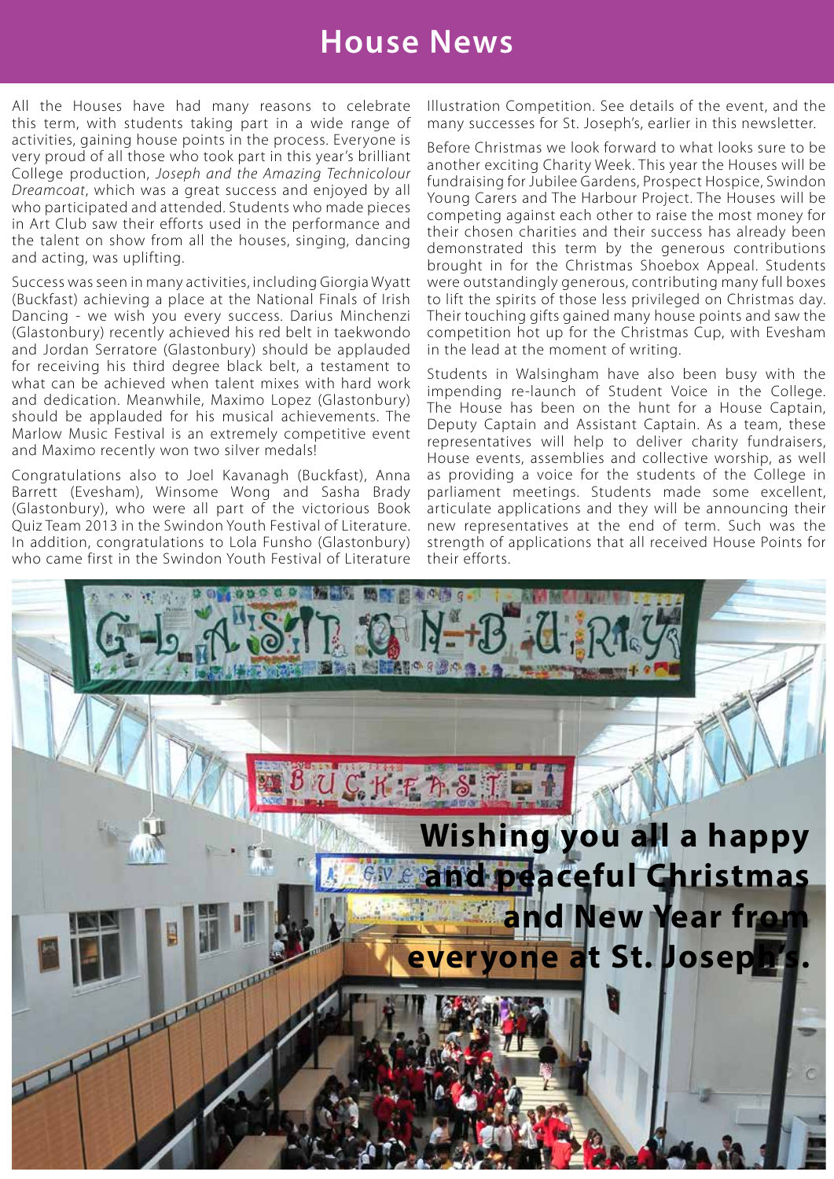# House News

All the Houses have had many reasons to celebrate this term, with students taking part in a wide range of activities, gaining house points in the process. Everyone is very proud of all those who took part in this year's brilliant College production, *Joseph and the Amazing Technicolour Dreamcoat*, which was a great success and enjoyed by all who participated and attended. Students who made pieces in Art Club saw their efforts used in the performance and the talent on show from all the houses, singing, dancing and acting, was uplifting.

Success was seen in many activities, including Giorgia Wyatt (Buckfast) achieving a place at the National Finals of Irish Dancing - we wish you every success. Darius Minchenzi (Glastonbury) recently achieved his red belt in taekwondo and Jordan Serratore (Glastonbury) should be applauded for receiving his third degree black belt, a testament to what can be achieved when talent mixes with hard work and dedication. Meanwhile, Maximo Lopez (Glastonbury) should be applauded for his musical achievements. The Marlow Music Festival is an extremely competitive event and Maximo recently won two silver medals!

Congratulations also to Joel Kavanagh (Buckfast), Anna Barrett (Evesham), Winsome Wong and Sasha Brady (Glastonbury), who were all part of the victorious Book Quiz Team 2013 in the Swindon Youth Festival of Literature. In addition, congratulations to Lola Funsho (Glastonbury) who came first in the Swindon Youth Festival of Literature Illustration Competition. See details of the event, and the many successes for St. Joseph's, earlier in this newsletter.

Before Christmas we look forward to what looks sure to be another exciting Charity Week. This year the Houses will be fundraising for Jubilee Gardens, Prospect Hospice, Swindon Young Carers and The Harbour Project. The Houses will be competing against each other to raise the most money for their chosen charities and their success has already been demonstrated this term by the generous contributions brought in for the Christmas Shoebox Appeal. Students were outstandingly generous, contributing many full boxes to lift the spirits of those less privileged on Christmas day. Their touching gifts gained many house points and saw the competition hot up for the Christmas Cup, with Evesham in the lead at the moment of writing.

Students in Walsingham have also been busy with the impending re-launch of Student Voice in the College. The House has been on the hunt for a House Captain, Deputy Captain and Assistant Captain. As a team, these representatives will help to deliver charity fundraisers, House events, assemblies and collective worship, as well as providing a voice for the students of the College in parliament meetings. Students made some excellent, articulate applications and they will be announcing their new representatives at the end of term. Such was the strength of applications that all received House Points for their efforts.

**Wishing you all a happy and peaceful Christmas and New Year from everyone at St. Joseph's.**